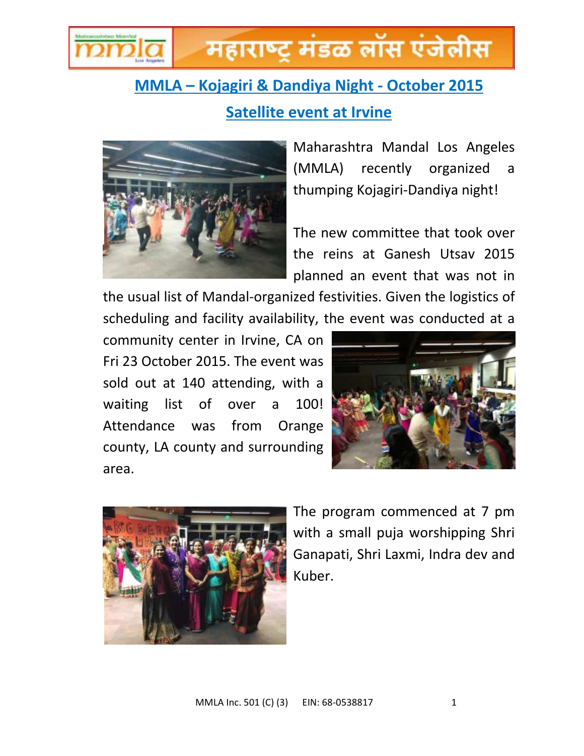# महाराष्ट्र मंडळ लॉस एंजेलीस

## MMLA – Kojagiri & Dandiya Night - October 2015

## Satellite event at Irvine

Maharashtra Mandal Los Angeles (MMLA) recently organized a thumping Kojagiri-Dandiya night!

The new committee that took over the reins at Ganesh Utsav 2015 planned an event that was not in the usual list of Mandal-organized festivities. Given the logistics of scheduling and facility availability, the event was conducted at a community center in Irvine, CA on Fri 23 October 2015. The event was sold out at 140 attending, with a waiting list of over a 100! Attendance was from Orange county, LA county and surrounding area.

The program commenced at 7 pm with a small puja worshipping Shri Ganapati, Shri Laxmi, Indra dev and Kuber.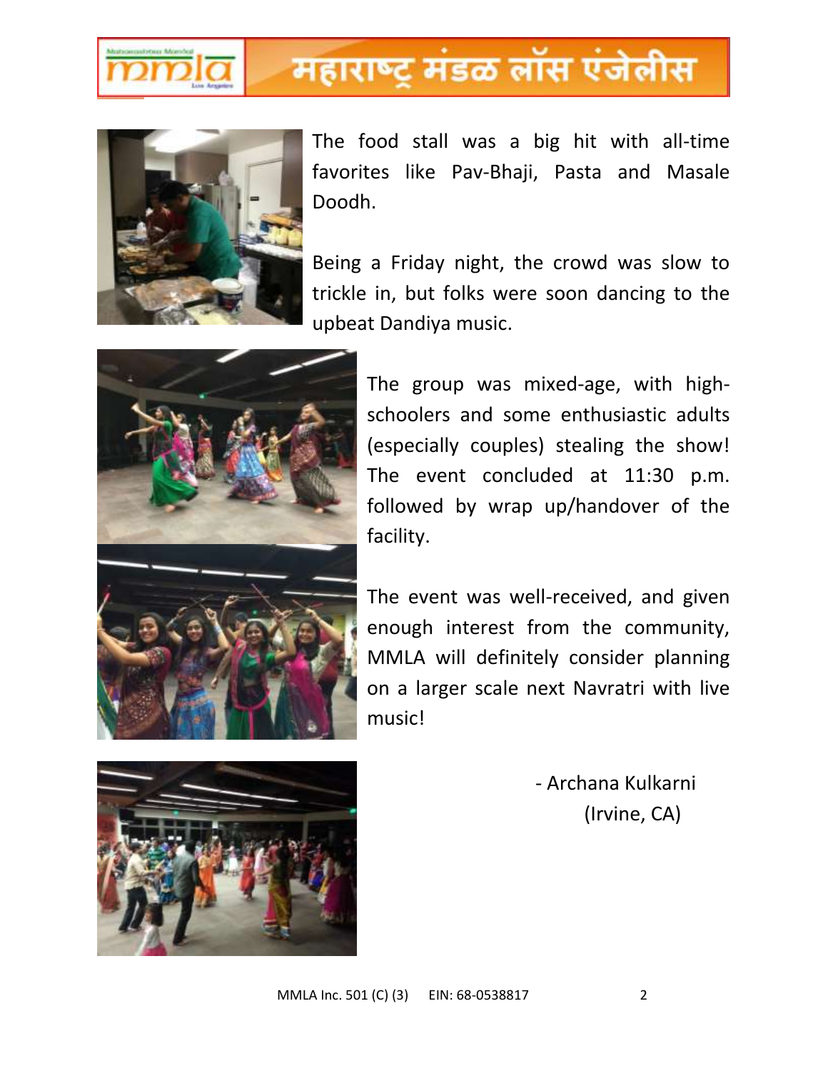The food stall was a big hit with all-time favorites like Pav-Bhaji, Pasta and Masale Doodh.

Being a Friday night, the crowd was slow to trickle in, but folks were soon dancing to the upbeat Dandiya music.

The group was mixed-age, with high-schoolers and some enthusiastic adults (especially couples) stealing the show! The event concluded at 11:30 p.m. followed by wrap up/handover of the facility.

The event was well-received, and given enough interest from the community, MMLA will definitely consider planning on a larger scale next Navratri with live music!

- Archana Kulkarni  
(Irvine, CA)